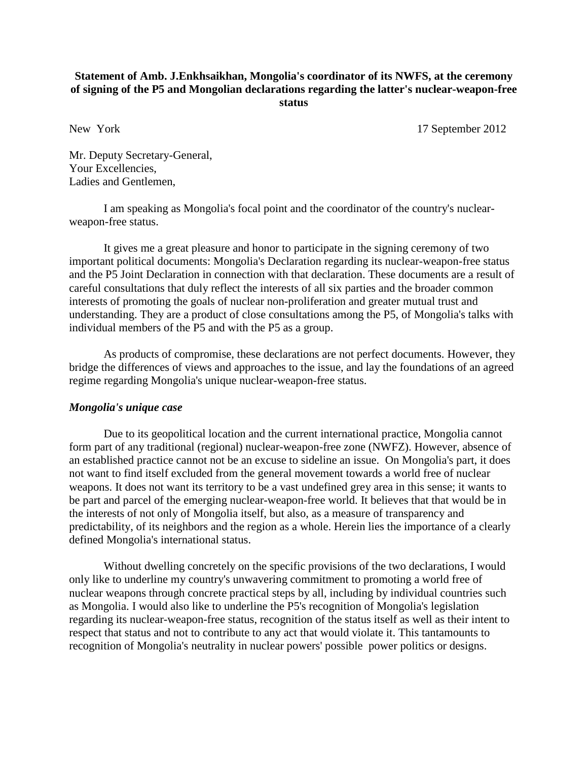**Statement of Amb. J.Enkhsaikhan, Mongolia's coordinator of its NWFS, at the ceremony of signing of the P5 and Mongolian declarations regarding the latter's nuclear-weapon-free status**

New York 17 September 2012

Mr. Deputy Secretary-General,
Your Excellencies,
Ladies and Gentlemen,

I am speaking as Mongolia's focal point and the coordinator of the country's nuclear-weapon-free status.

It gives me a great pleasure and honor to participate in the signing ceremony of two important political documents: Mongolia's Declaration regarding its nuclear-weapon-free status and the P5 Joint Declaration in connection with that declaration. These documents are a result of careful consultations that duly reflect the interests of all six parties and the broader common interests of promoting the goals of nuclear non-proliferation and greater mutual trust and understanding. They are a product of close consultations among the P5, of Mongolia's talks with individual members of the P5 and with the P5 as a group.

As products of compromise, these declarations are not perfect documents. However, they bridge the differences of views and approaches to the issue, and lay the foundations of an agreed regime regarding Mongolia's unique nuclear-weapon-free status.

***Mongolia's unique case***

Due to its geopolitical location and the current international practice, Mongolia cannot form part of any traditional (regional) nuclear-weapon-free zone (NWFZ). However, absence of an established practice cannot not be an excuse to sideline an issue. On Mongolia's part, it does not want to find itself excluded from the general movement towards a world free of nuclear weapons. It does not want its territory to be a vast undefined grey area in this sense; it wants to be part and parcel of the emerging nuclear-weapon-free world. It believes that that would be in the interests of not only of Mongolia itself, but also, as a measure of transparency and predictability, of its neighbors and the region as a whole. Herein lies the importance of a clearly defined Mongolia's international status.

Without dwelling concretely on the specific provisions of the two declarations, I would only like to underline my country's unwavering commitment to promoting a world free of nuclear weapons through concrete practical steps by all, including by individual countries such as Mongolia. I would also like to underline the P5's recognition of Mongolia's legislation regarding its nuclear-weapon-free status, recognition of the status itself as well as their intent to respect that status and not to contribute to any act that would violate it. This tantamounts to recognition of Mongolia's neutrality in nuclear powers' possible power politics or designs.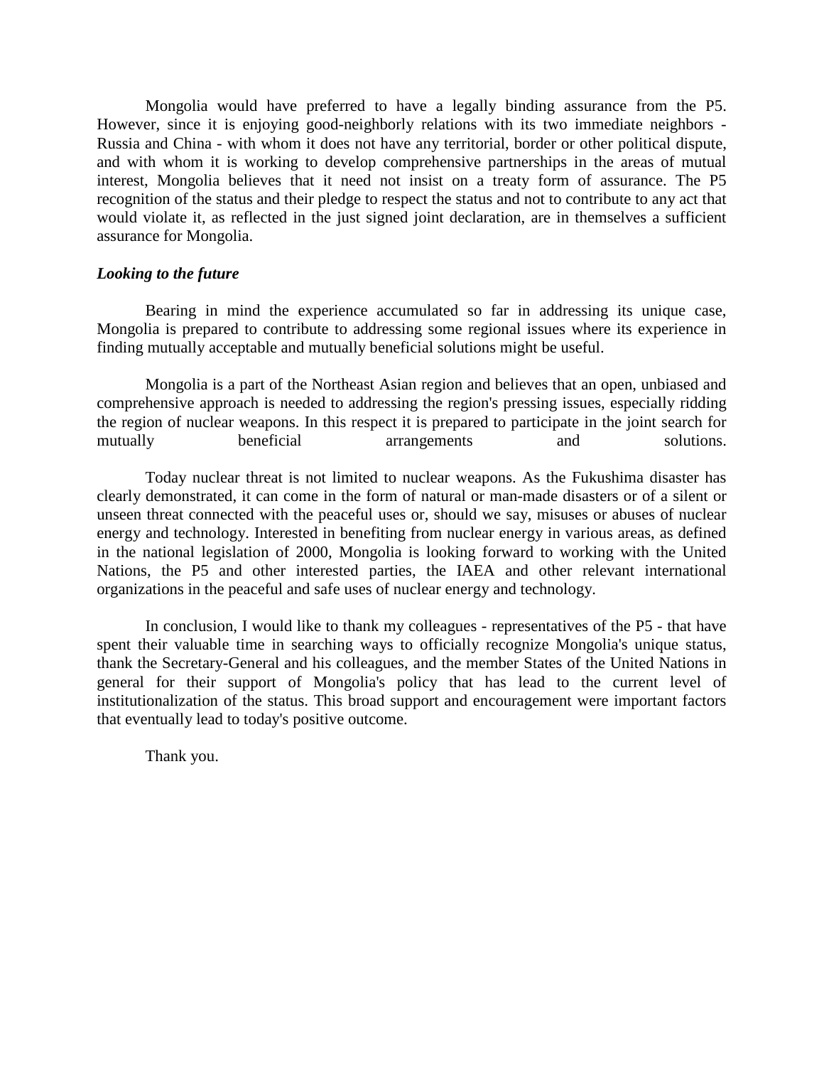Mongolia would have preferred to have a legally binding assurance from the P5. However, since it is enjoying good-neighborly relations with its two immediate neighbors - Russia and China - with whom it does not have any territorial, border or other political dispute, and with whom it is working to develop comprehensive partnerships in the areas of mutual interest, Mongolia believes that it need not insist on a treaty form of assurance. The P5 recognition of the status and their pledge to respect the status and not to contribute to any act that would violate it, as reflected in the just signed joint declaration, are in themselves a sufficient assurance for Mongolia.

***Looking to the future***

Bearing in mind the experience accumulated so far in addressing its unique case, Mongolia is prepared to contribute to addressing some regional issues where its experience in finding mutually acceptable and mutually beneficial solutions might be useful.

Mongolia is a part of the Northeast Asian region and believes that an open, unbiased and comprehensive approach is needed to addressing the region's pressing issues, especially ridding the region of nuclear weapons. In this respect it is prepared to participate in the joint search for mutually beneficial arrangements and solutions.

Today nuclear threat is not limited to nuclear weapons. As the Fukushima disaster has clearly demonstrated, it can come in the form of natural or man-made disasters or of a silent or unseen threat connected with the peaceful uses or, should we say, misuses or abuses of nuclear energy and technology. Interested in benefiting from nuclear energy in various areas, as defined in the national legislation of 2000, Mongolia is looking forward to working with the United Nations, the P5 and other interested parties, the IAEA and other relevant international organizations in the peaceful and safe uses of nuclear energy and technology.

In conclusion, I would like to thank my colleagues - representatives of the P5 - that have spent their valuable time in searching ways to officially recognize Mongolia's unique status, thank the Secretary-General and his colleagues, and the member States of the United Nations in general for their support of Mongolia's policy that has lead to the current level of institutionalization of the status. This broad support and encouragement were important factors that eventually lead to today's positive outcome.

Thank you.